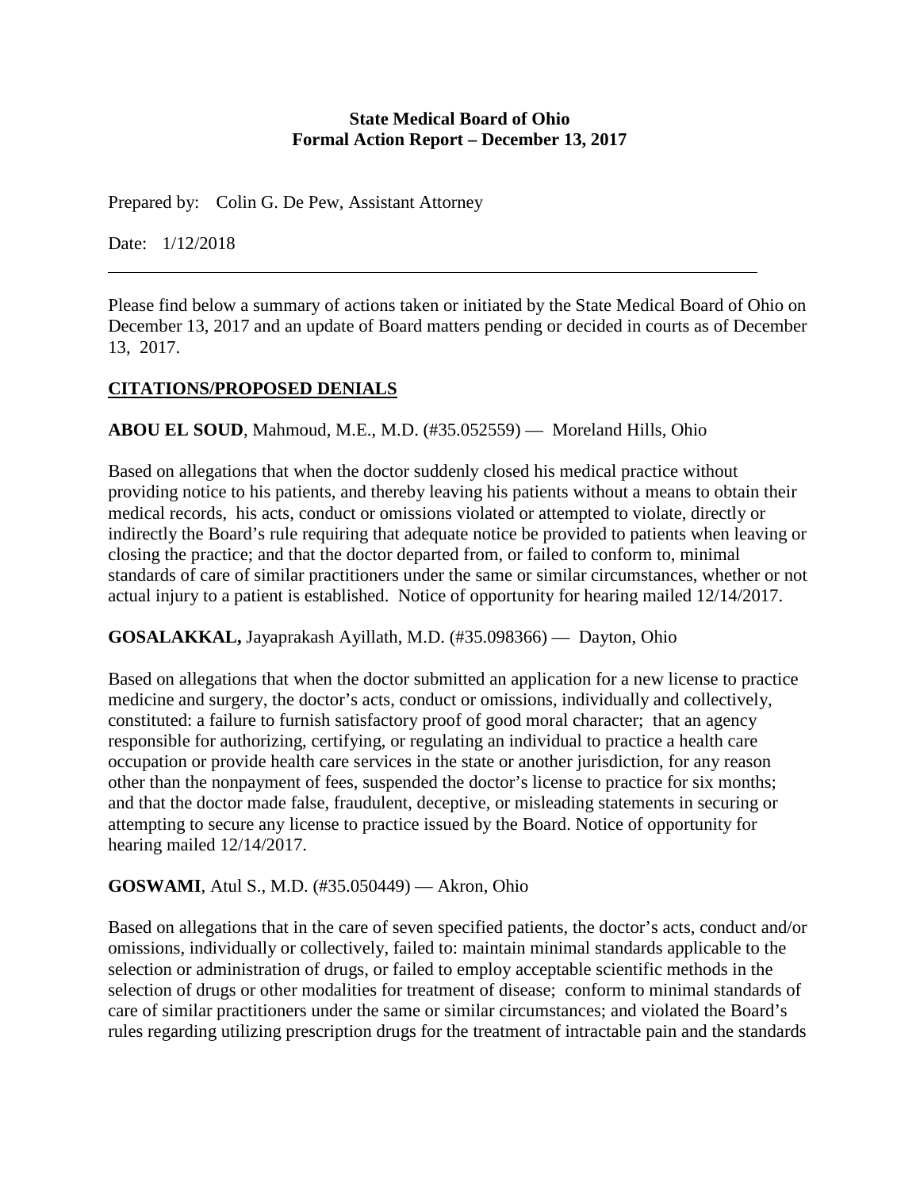**State Medical Board of Ohio**
**Formal Action Report – December 13, 2017**

Prepared by: Colin G. De Pew, Assistant Attorney

Date: 1/12/2018

---

Please find below a summary of actions taken or initiated by the State Medical Board of Ohio on December 13, 2017 and an update of Board matters pending or decided in courts as of December 13, 2017.

## CITATIONS/PROPOSED DENIALS

**ABOU EL SOUD**, Mahmoud, M.E., M.D. (#35.052559) — Moreland Hills, Ohio

Based on allegations that when the doctor suddenly closed his medical practice without providing notice to his patients, and thereby leaving his patients without a means to obtain their medical records, his acts, conduct or omissions violated or attempted to violate, directly or indirectly the Board's rule requiring that adequate notice be provided to patients when leaving or closing the practice; and that the doctor departed from, or failed to conform to, minimal standards of care of similar practitioners under the same or similar circumstances, whether or not actual injury to a patient is established. Notice of opportunity for hearing mailed 12/14/2017.

**GOSALAKKAL,** Jayaprakash Ayillath, M.D. (#35.098366) — Dayton, Ohio

Based on allegations that when the doctor submitted an application for a new license to practice medicine and surgery, the doctor's acts, conduct or omissions, individually and collectively, constituted: a failure to furnish satisfactory proof of good moral character; that an agency responsible for authorizing, certifying, or regulating an individual to practice a health care occupation or provide health care services in the state or another jurisdiction, for any reason other than the nonpayment of fees, suspended the doctor's license to practice for six months; and that the doctor made false, fraudulent, deceptive, or misleading statements in securing or attempting to secure any license to practice issued by the Board. Notice of opportunity for hearing mailed 12/14/2017.

**GOSWAMI**, Atul S., M.D. (#35.050449) — Akron, Ohio

Based on allegations that in the care of seven specified patients, the doctor's acts, conduct and/or omissions, individually or collectively, failed to: maintain minimal standards applicable to the selection or administration of drugs, or failed to employ acceptable scientific methods in the selection of drugs or other modalities for treatment of disease; conform to minimal standards of care of similar practitioners under the same or similar circumstances; and violated the Board's rules regarding utilizing prescription drugs for the treatment of intractable pain and the standards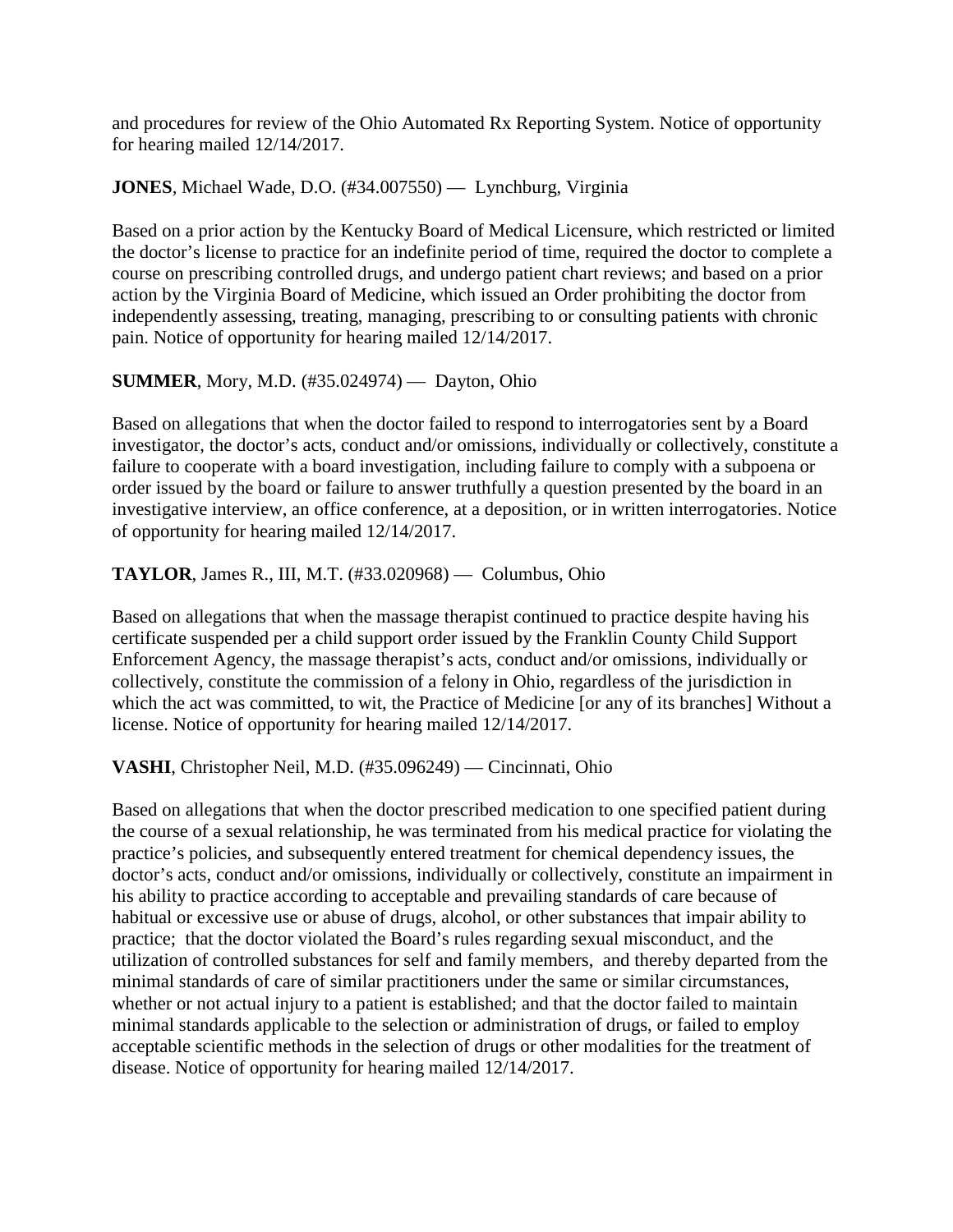and procedures for review of the Ohio Automated Rx Reporting System. Notice of opportunity for hearing mailed 12/14/2017.

**JONES**, Michael Wade, D.O. (#34.007550) — Lynchburg, Virginia

Based on a prior action by the Kentucky Board of Medical Licensure, which restricted or limited the doctor's license to practice for an indefinite period of time, required the doctor to complete a course on prescribing controlled drugs, and undergo patient chart reviews; and based on a prior action by the Virginia Board of Medicine, which issued an Order prohibiting the doctor from independently assessing, treating, managing, prescribing to or consulting patients with chronic pain. Notice of opportunity for hearing mailed 12/14/2017.

**SUMMER**, Mory, M.D. (#35.024974) — Dayton, Ohio

Based on allegations that when the doctor failed to respond to interrogatories sent by a Board investigator, the doctor's acts, conduct and/or omissions, individually or collectively, constitute a failure to cooperate with a board investigation, including failure to comply with a subpoena or order issued by the board or failure to answer truthfully a question presented by the board in an investigative interview, an office conference, at a deposition, or in written interrogatories. Notice of opportunity for hearing mailed 12/14/2017.

**TAYLOR**, James R., III, M.T. (#33.020968) — Columbus, Ohio

Based on allegations that when the massage therapist continued to practice despite having his certificate suspended per a child support order issued by the Franklin County Child Support Enforcement Agency, the massage therapist's acts, conduct and/or omissions, individually or collectively, constitute the commission of a felony in Ohio, regardless of the jurisdiction in which the act was committed, to wit, the Practice of Medicine [or any of its branches] Without a license. Notice of opportunity for hearing mailed 12/14/2017.

**VASHI**, Christopher Neil, M.D. (#35.096249) — Cincinnati, Ohio

Based on allegations that when the doctor prescribed medication to one specified patient during the course of a sexual relationship, he was terminated from his medical practice for violating the practice's policies, and subsequently entered treatment for chemical dependency issues, the doctor's acts, conduct and/or omissions, individually or collectively, constitute an impairment in his ability to practice according to acceptable and prevailing standards of care because of habitual or excessive use or abuse of drugs, alcohol, or other substances that impair ability to practice; that the doctor violated the Board's rules regarding sexual misconduct, and the utilization of controlled substances for self and family members, and thereby departed from the minimal standards of care of similar practitioners under the same or similar circumstances, whether or not actual injury to a patient is established; and that the doctor failed to maintain minimal standards applicable to the selection or administration of drugs, or failed to employ acceptable scientific methods in the selection of drugs or other modalities for the treatment of disease. Notice of opportunity for hearing mailed 12/14/2017.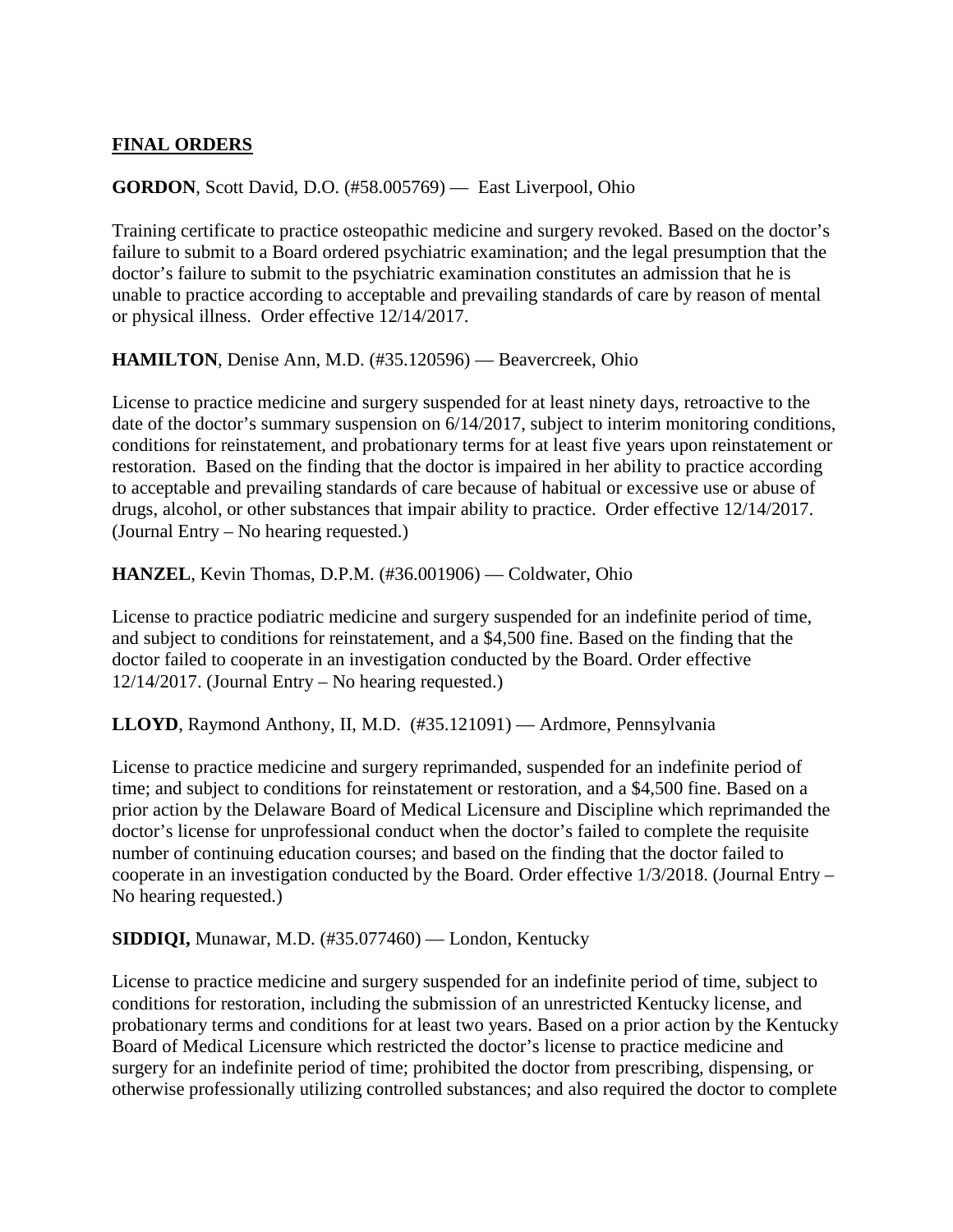**FINAL ORDERS**

**GORDON**, Scott David, D.O. (#58.005769) — East Liverpool, Ohio

Training certificate to practice osteopathic medicine and surgery revoked. Based on the doctor's failure to submit to a Board ordered psychiatric examination; and the legal presumption that the doctor's failure to submit to the psychiatric examination constitutes an admission that he is unable to practice according to acceptable and prevailing standards of care by reason of mental or physical illness. Order effective 12/14/2017.

**HAMILTON**, Denise Ann, M.D. (#35.120596) — Beavercreek, Ohio

License to practice medicine and surgery suspended for at least ninety days, retroactive to the date of the doctor's summary suspension on 6/14/2017, subject to interim monitoring conditions, conditions for reinstatement, and probationary terms for at least five years upon reinstatement or restoration. Based on the finding that the doctor is impaired in her ability to practice according to acceptable and prevailing standards of care because of habitual or excessive use or abuse of drugs, alcohol, or other substances that impair ability to practice. Order effective 12/14/2017. (Journal Entry – No hearing requested.)

**HANZEL**, Kevin Thomas, D.P.M. (#36.001906) — Coldwater, Ohio

License to practice podiatric medicine and surgery suspended for an indefinite period of time, and subject to conditions for reinstatement, and a $4,500 fine. Based on the finding that the doctor failed to cooperate in an investigation conducted by the Board. Order effective 12/14/2017. (Journal Entry – No hearing requested.)

**LLOYD**, Raymond Anthony, II, M.D. (#35.121091) — Ardmore, Pennsylvania

License to practice medicine and surgery reprimanded, suspended for an indefinite period of time; and subject to conditions for reinstatement or restoration, and a $4,500 fine. Based on a prior action by the Delaware Board of Medical Licensure and Discipline which reprimanded the doctor's license for unprofessional conduct when the doctor's failed to complete the requisite number of continuing education courses; and based on the finding that the doctor failed to cooperate in an investigation conducted by the Board. Order effective 1/3/2018. (Journal Entry – No hearing requested.)

**SIDDIQI,** Munawar, M.D. (#35.077460) — London, Kentucky

License to practice medicine and surgery suspended for an indefinite period of time, subject to conditions for restoration, including the submission of an unrestricted Kentucky license, and probationary terms and conditions for at least two years. Based on a prior action by the Kentucky Board of Medical Licensure which restricted the doctor's license to practice medicine and surgery for an indefinite period of time; prohibited the doctor from prescribing, dispensing, or otherwise professionally utilizing controlled substances; and also required the doctor to complete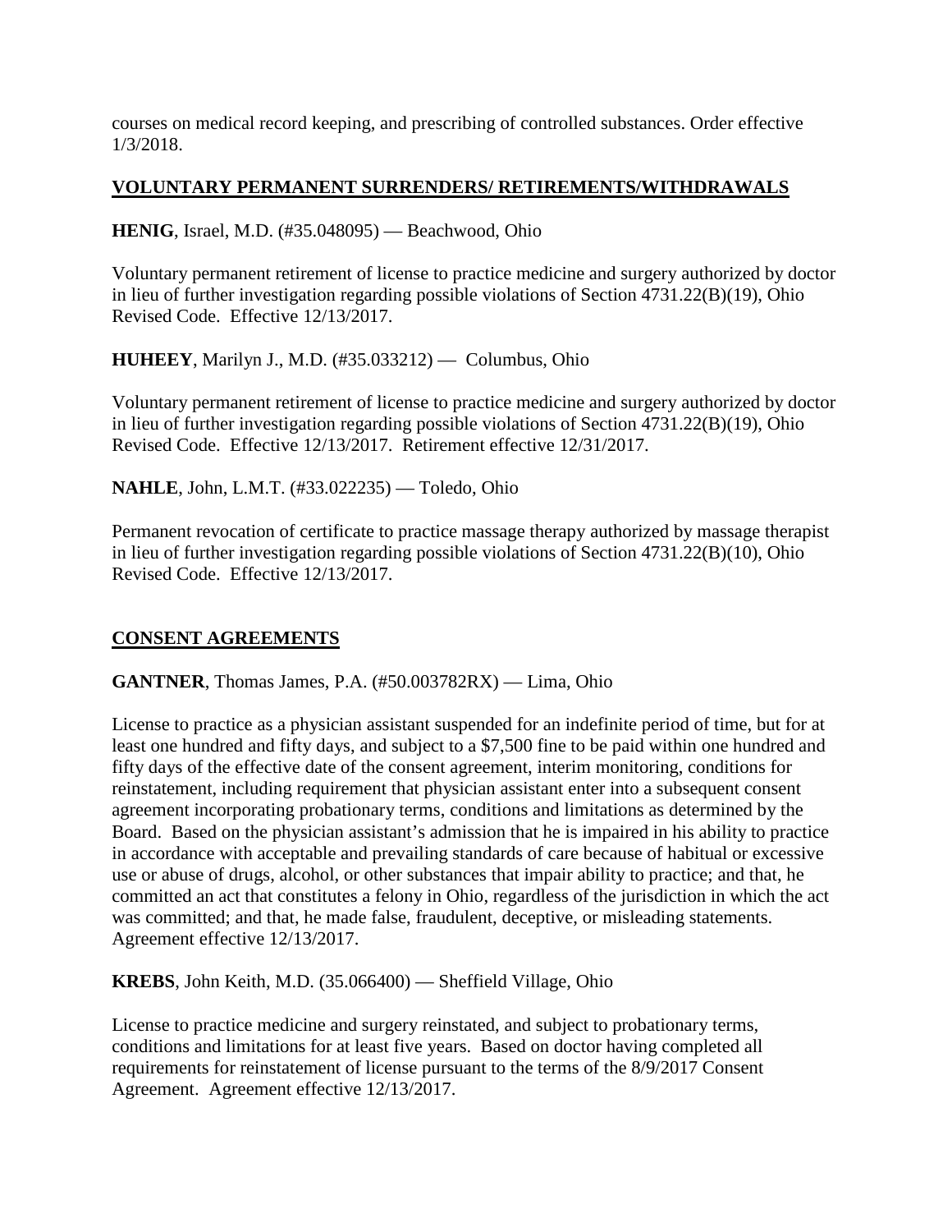courses on medical record keeping, and prescribing of controlled substances. Order effective 1/3/2018.

## VOLUNTARY PERMANENT SURRENDERS/ RETIREMENTS/WITHDRAWALS

**HENIG**, Israel, M.D. (#35.048095) — Beachwood, Ohio

Voluntary permanent retirement of license to practice medicine and surgery authorized by doctor in lieu of further investigation regarding possible violations of Section 4731.22(B)(19), Ohio Revised Code. Effective 12/13/2017.

**HUHEEY**, Marilyn J., M.D. (#35.033212) — Columbus, Ohio

Voluntary permanent retirement of license to practice medicine and surgery authorized by doctor in lieu of further investigation regarding possible violations of Section 4731.22(B)(19), Ohio Revised Code. Effective 12/13/2017. Retirement effective 12/31/2017.

**NAHLE**, John, L.M.T. (#33.022235) — Toledo, Ohio

Permanent revocation of certificate to practice massage therapy authorized by massage therapist in lieu of further investigation regarding possible violations of Section 4731.22(B)(10), Ohio Revised Code. Effective 12/13/2017.

## CONSENT AGREEMENTS

**GANTNER**, Thomas James, P.A. (#50.003782RX) — Lima, Ohio

License to practice as a physician assistant suspended for an indefinite period of time, but for at least one hundred and fifty days, and subject to a $7,500 fine to be paid within one hundred and fifty days of the effective date of the consent agreement, interim monitoring, conditions for reinstatement, including requirement that physician assistant enter into a subsequent consent agreement incorporating probationary terms, conditions and limitations as determined by the Board. Based on the physician assistant's admission that he is impaired in his ability to practice in accordance with acceptable and prevailing standards of care because of habitual or excessive use or abuse of drugs, alcohol, or other substances that impair ability to practice; and that, he committed an act that constitutes a felony in Ohio, regardless of the jurisdiction in which the act was committed; and that, he made false, fraudulent, deceptive, or misleading statements. Agreement effective 12/13/2017.

**KREBS**, John Keith, M.D. (35.066400) — Sheffield Village, Ohio

License to practice medicine and surgery reinstated, and subject to probationary terms, conditions and limitations for at least five years. Based on doctor having completed all requirements for reinstatement of license pursuant to the terms of the 8/9/2017 Consent Agreement. Agreement effective 12/13/2017.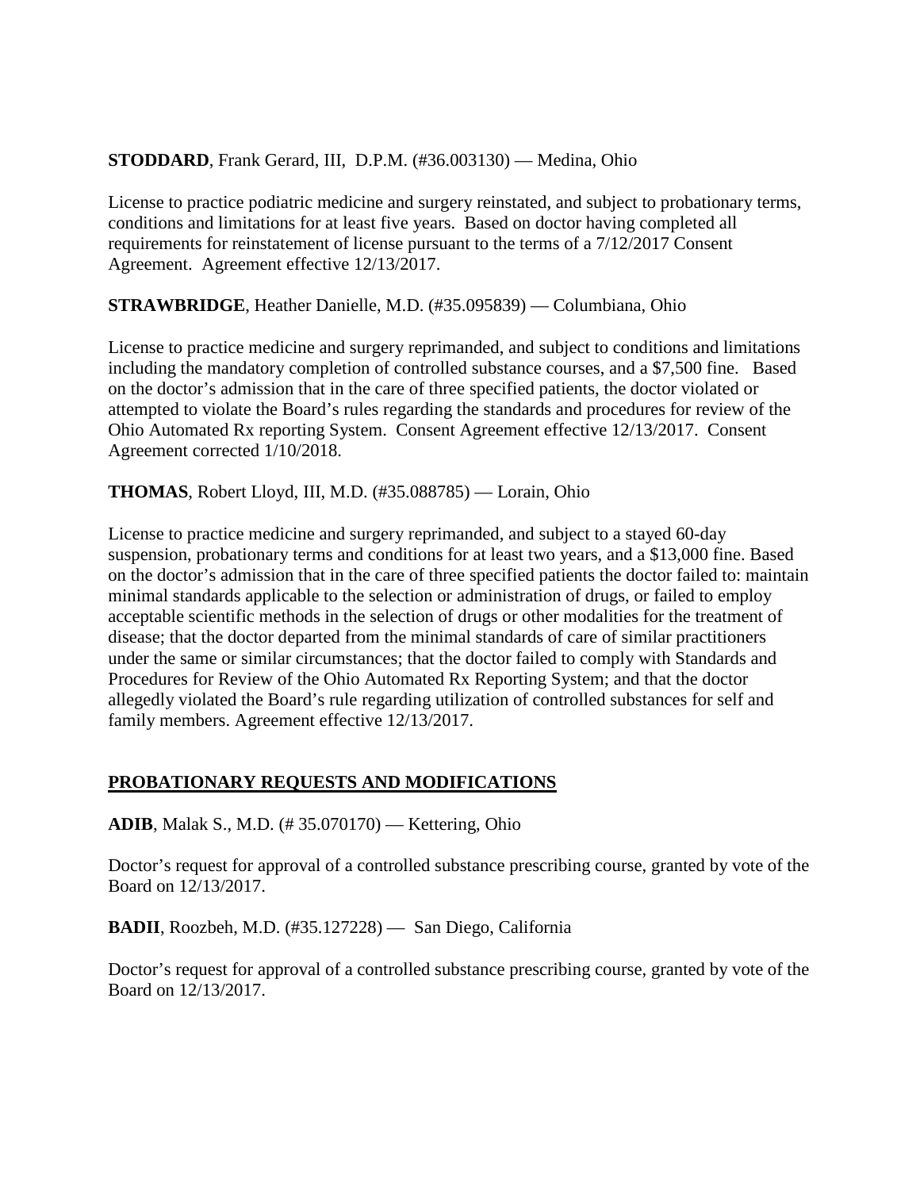**STODDARD**, Frank Gerard, III, D.P.M. (#36.003130) — Medina, Ohio

License to practice podiatric medicine and surgery reinstated, and subject to probationary terms, conditions and limitations for at least five years. Based on doctor having completed all requirements for reinstatement of license pursuant to the terms of a 7/12/2017 Consent Agreement. Agreement effective 12/13/2017.

**STRAWBRIDGE**, Heather Danielle, M.D. (#35.095839) — Columbiana, Ohio

License to practice medicine and surgery reprimanded, and subject to conditions and limitations including the mandatory completion of controlled substance courses, and a $7,500 fine. Based on the doctor's admission that in the care of three specified patients, the doctor violated or attempted to violate the Board's rules regarding the standards and procedures for review of the Ohio Automated Rx reporting System. Consent Agreement effective 12/13/2017. Consent Agreement corrected 1/10/2018.

**THOMAS**, Robert Lloyd, III, M.D. (#35.088785) — Lorain, Ohio

License to practice medicine and surgery reprimanded, and subject to a stayed 60-day suspension, probationary terms and conditions for at least two years, and a $13,000 fine. Based on the doctor's admission that in the care of three specified patients the doctor failed to: maintain minimal standards applicable to the selection or administration of drugs, or failed to employ acceptable scientific methods in the selection of drugs or other modalities for the treatment of disease; that the doctor departed from the minimal standards of care of similar practitioners under the same or similar circumstances; that the doctor failed to comply with Standards and Procedures for Review of the Ohio Automated Rx Reporting System; and that the doctor allegedly violated the Board's rule regarding utilization of controlled substances for self and family members. Agreement effective 12/13/2017.

## **PROBATIONARY REQUESTS AND MODIFICATIONS**

**ADIB**, Malak S., M.D. (# 35.070170) — Kettering, Ohio

Doctor's request for approval of a controlled substance prescribing course, granted by vote of the Board on 12/13/2017.

**BADII**, Roozbeh, M.D. (#35.127228) — San Diego, California

Doctor's request for approval of a controlled substance prescribing course, granted by vote of the Board on 12/13/2017.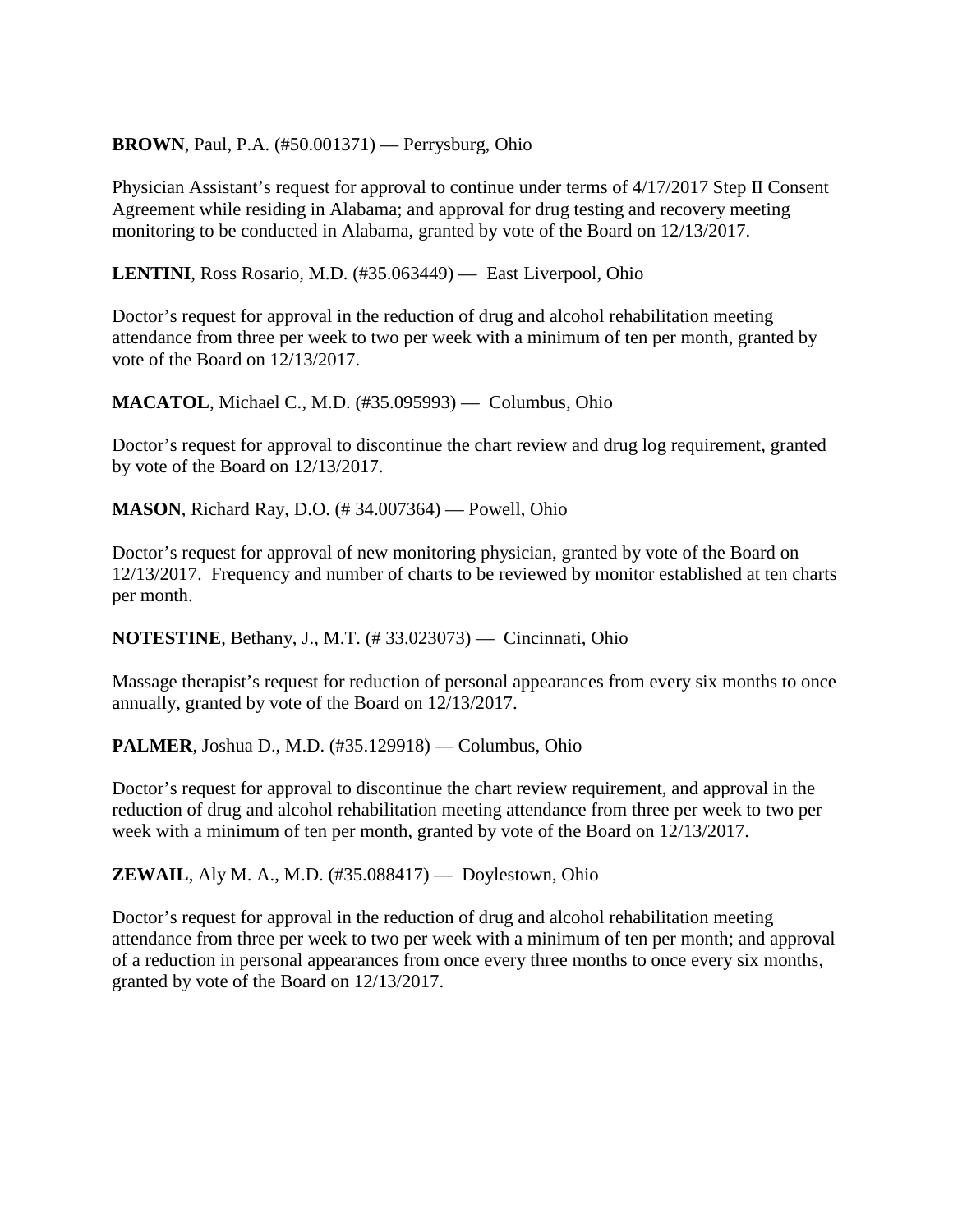**BROWN**, Paul, P.A. (#50.001371) — Perrysburg, Ohio

Physician Assistant's request for approval to continue under terms of 4/17/2017 Step II Consent Agreement while residing in Alabama; and approval for drug testing and recovery meeting monitoring to be conducted in Alabama, granted by vote of the Board on 12/13/2017.

**LENTINI**, Ross Rosario, M.D. (#35.063449) — East Liverpool, Ohio

Doctor's request for approval in the reduction of drug and alcohol rehabilitation meeting attendance from three per week to two per week with a minimum of ten per month, granted by vote of the Board on 12/13/2017.

**MACATOL**, Michael C., M.D. (#35.095993) — Columbus, Ohio

Doctor's request for approval to discontinue the chart review and drug log requirement, granted by vote of the Board on 12/13/2017.

**MASON**, Richard Ray, D.O. (# 34.007364) — Powell, Ohio

Doctor's request for approval of new monitoring physician, granted by vote of the Board on 12/13/2017. Frequency and number of charts to be reviewed by monitor established at ten charts per month.

**NOTESTINE**, Bethany, J., M.T. (# 33.023073) — Cincinnati, Ohio

Massage therapist's request for reduction of personal appearances from every six months to once annually, granted by vote of the Board on 12/13/2017.

**PALMER**, Joshua D., M.D. (#35.129918) — Columbus, Ohio

Doctor's request for approval to discontinue the chart review requirement, and approval in the reduction of drug and alcohol rehabilitation meeting attendance from three per week to two per week with a minimum of ten per month, granted by vote of the Board on 12/13/2017.

**ZEWAIL**, Aly M. A., M.D. (#35.088417) — Doylestown, Ohio

Doctor's request for approval in the reduction of drug and alcohol rehabilitation meeting attendance from three per week to two per week with a minimum of ten per month; and approval of a reduction in personal appearances from once every three months to once every six months, granted by vote of the Board on 12/13/2017.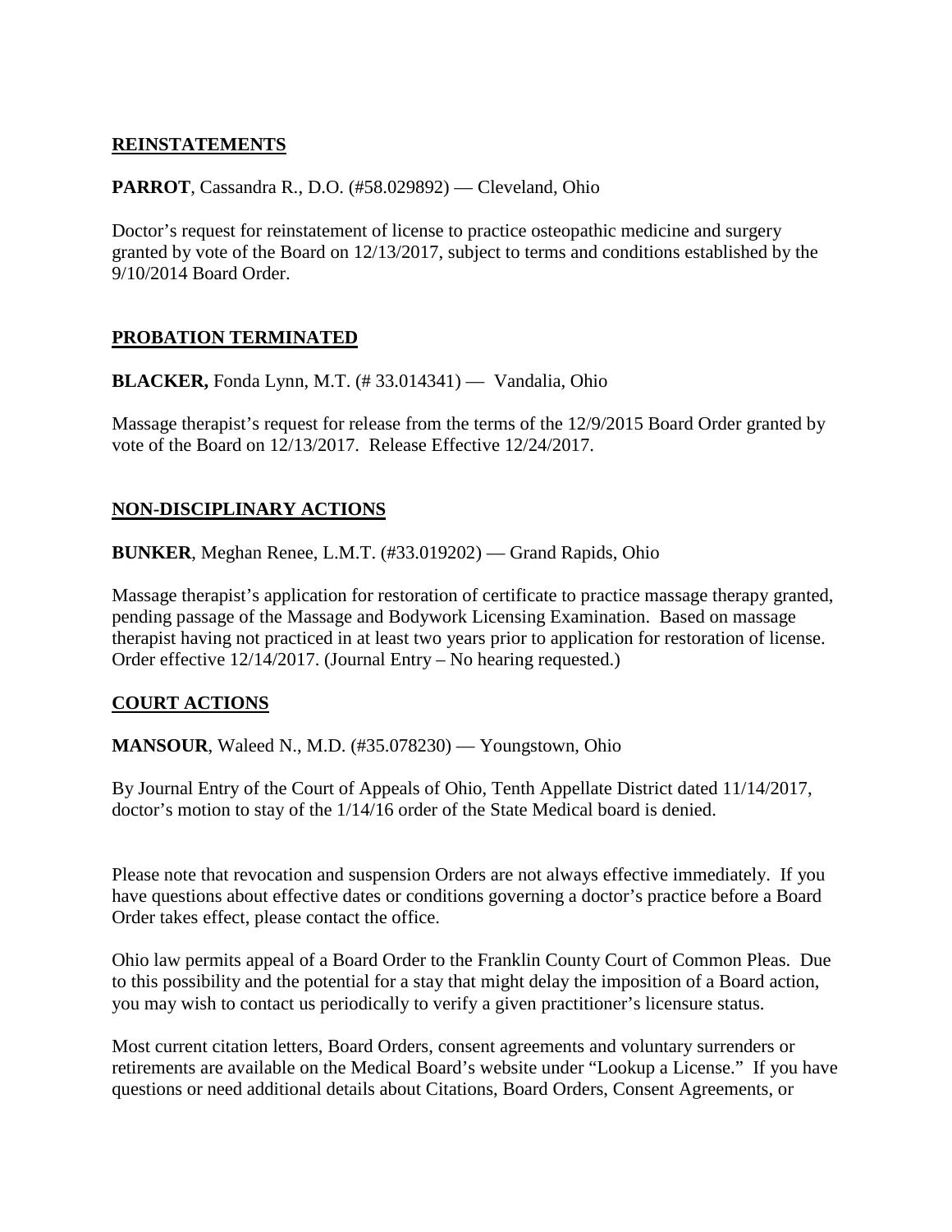## REINSTATEMENTS

**PARROT**, Cassandra R., D.O. (#58.029892) — Cleveland, Ohio

Doctor's request for reinstatement of license to practice osteopathic medicine and surgery granted by vote of the Board on 12/13/2017, subject to terms and conditions established by the 9/10/2014 Board Order.

## PROBATION TERMINATED

**BLACKER,** Fonda Lynn, M.T. (# 33.014341) — Vandalia, Ohio

Massage therapist's request for release from the terms of the 12/9/2015 Board Order granted by vote of the Board on 12/13/2017. Release Effective 12/24/2017.

## NON-DISCIPLINARY ACTIONS

**BUNKER**, Meghan Renee, L.M.T. (#33.019202) — Grand Rapids, Ohio

Massage therapist's application for restoration of certificate to practice massage therapy granted, pending passage of the Massage and Bodywork Licensing Examination. Based on massage therapist having not practiced in at least two years prior to application for restoration of license. Order effective 12/14/2017. (Journal Entry – No hearing requested.)

## COURT ACTIONS

**MANSOUR**, Waleed N., M.D. (#35.078230) — Youngstown, Ohio

By Journal Entry of the Court of Appeals of Ohio, Tenth Appellate District dated 11/14/2017, doctor's motion to stay of the 1/14/16 order of the State Medical board is denied.

Please note that revocation and suspension Orders are not always effective immediately. If you have questions about effective dates or conditions governing a doctor's practice before a Board Order takes effect, please contact the office.

Ohio law permits appeal of a Board Order to the Franklin County Court of Common Pleas. Due to this possibility and the potential for a stay that might delay the imposition of a Board action, you may wish to contact us periodically to verify a given practitioner's licensure status.

Most current citation letters, Board Orders, consent agreements and voluntary surrenders or retirements are available on the Medical Board's website under "Lookup a License." If you have questions or need additional details about Citations, Board Orders, Consent Agreements, or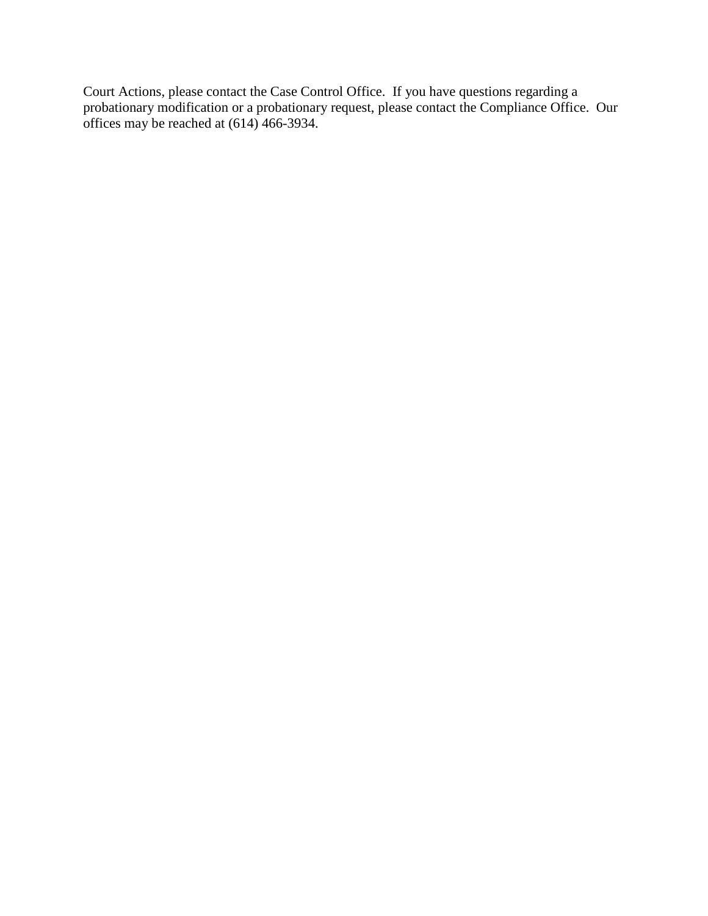Court Actions, please contact the Case Control Office. If you have questions regarding a probationary modification or a probationary request, please contact the Compliance Office. Our offices may be reached at (614) 466-3934.